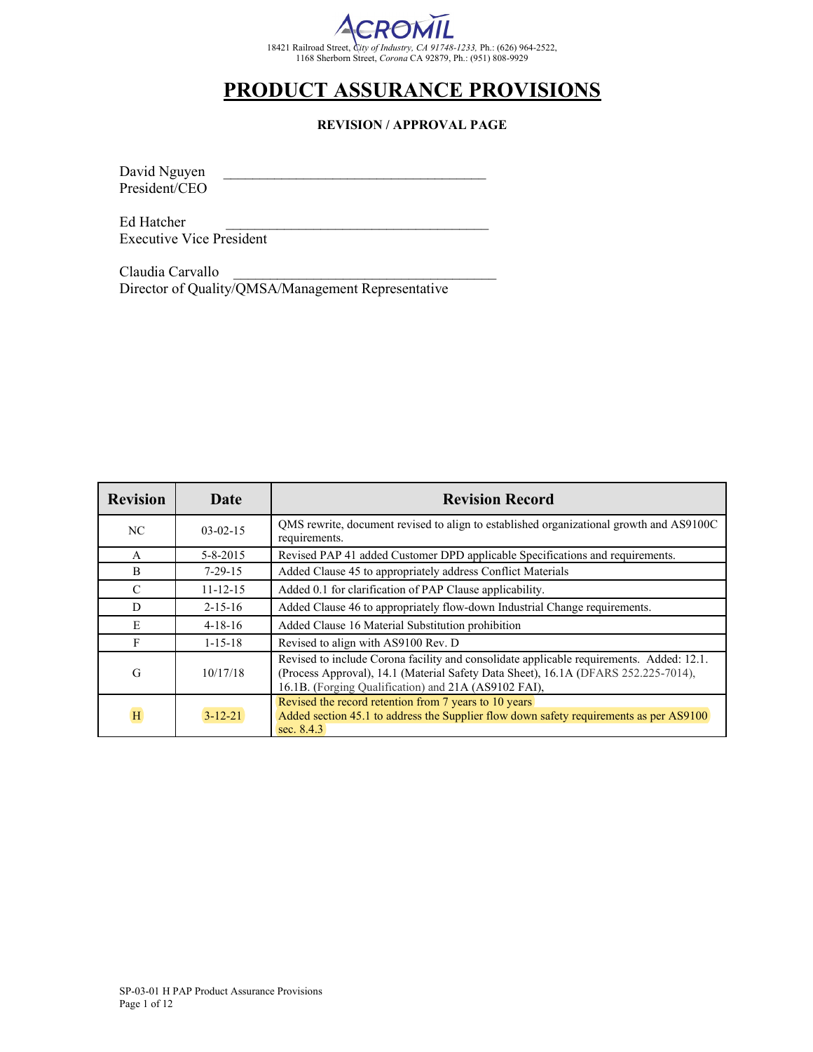ACROMIL

18421 Railroad Street, *City of Industry, CA 91748-1233,* Ph.: (626) 964-2522,
1168 Sherborn Street, *Corona* CA 92879, Ph.: (951) 808-9929

# PRODUCT ASSURANCE PROVISIONS

**REVISION / APPROVAL PAGE**

David Nguyen ___________________________________
President/CEO

Ed Hatcher ___________________________________
Executive Vice President

Claudia Carvallo ___________________________________
Director of Quality/QMSA/Management Representative

| Revision | Date | Revision Record |
|---|---|---|
| NC | 03-02-15 | QMS rewrite, document revised to align to established organizational growth and AS9100C requirements. |
| A | 5-8-2015 | Revised PAP 41 added Customer DPD applicable Specifications and requirements. |
| B | 7-29-15 | Added Clause 45 to appropriately address Conflict Materials |
| C | 11-12-15 | Added 0.1 for clarification of PAP Clause applicability. |
| D | 2-15-16 | Added Clause 46 to appropriately flow-down Industrial Change requirements. |
| E | 4-18-16 | Added Clause 16 Material Substitution prohibition |
| F | 1-15-18 | Revised to align with AS9100 Rev. D |
| G | 10/17/18 | Revised to include Corona facility and consolidate applicable requirements. Added: 12.1. (Process Approval), 14.1 (Material Safety Data Sheet), 16.1A (DFARS 252.225-7014), 16.1B. (Forging Qualification) and 21A (AS9102 FAI), |
| H | 3-12-21 | Revised the record retention from 7 years to 10 years<br>Added section 45.1 to address the Supplier flow down safety requirements as per AS9100 sec. 8.4.3 |

SP-03-01 H PAP Product Assurance Provisions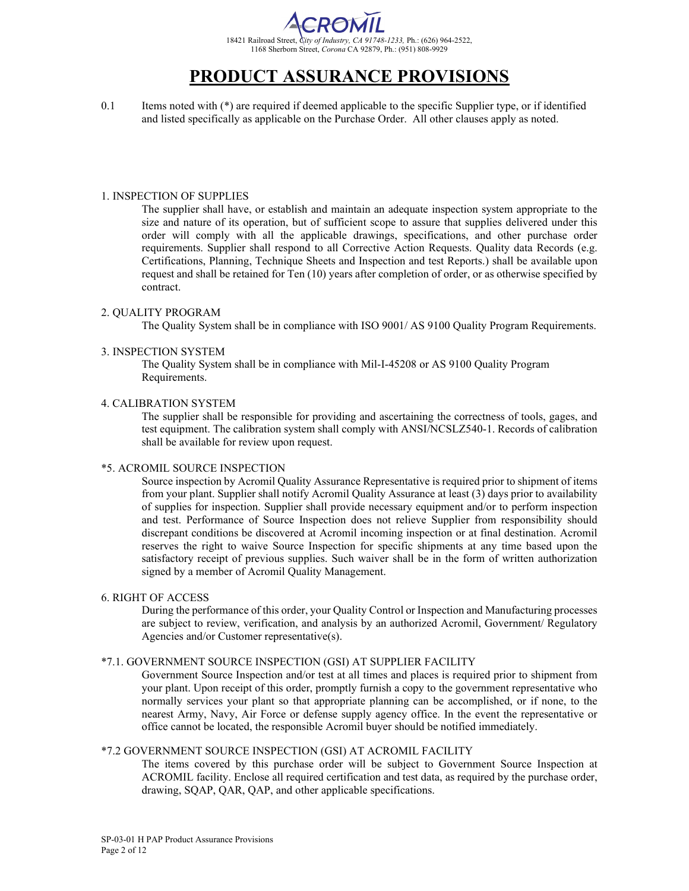# PRODUCT ASSURANCE PROVISIONS

0.1 Items noted with (*) are required if deemed applicable to the specific Supplier type, or if identified and listed specifically as applicable on the Purchase Order. All other clauses apply as noted.

### 1. INSPECTION OF SUPPLIES

The supplier shall have, or establish and maintain an adequate inspection system appropriate to the size and nature of its operation, but of sufficient scope to assure that supplies delivered under this order will comply with all the applicable drawings, specifications, and other purchase order requirements. Supplier shall respond to all Corrective Action Requests. Quality data Records (e.g. Certifications, Planning, Technique Sheets and Inspection and test Reports.) shall be available upon request and shall be retained for Ten (10) years after completion of order, or as otherwise specified by contract.

### 2. QUALITY PROGRAM

The Quality System shall be in compliance with ISO 9001/ AS 9100 Quality Program Requirements.

### 3. INSPECTION SYSTEM

The Quality System shall be in compliance with Mil-I-45208 or AS 9100 Quality Program Requirements.

### 4. CALIBRATION SYSTEM

The supplier shall be responsible for providing and ascertaining the correctness of tools, gages, and test equipment. The calibration system shall comply with ANSI/NCSLZ540-1. Records of calibration shall be available for review upon request.

### *5. ACROMIL SOURCE INSPECTION

Source inspection by Acromil Quality Assurance Representative is required prior to shipment of items from your plant. Supplier shall notify Acromil Quality Assurance at least (3) days prior to availability of supplies for inspection. Supplier shall provide necessary equipment and/or to perform inspection and test. Performance of Source Inspection does not relieve Supplier from responsibility should discrepant conditions be discovered at Acromil incoming inspection or at final destination. Acromil reserves the right to waive Source Inspection for specific shipments at any time based upon the satisfactory receipt of previous supplies. Such waiver shall be in the form of written authorization signed by a member of Acromil Quality Management.

### 6. RIGHT OF ACCESS

During the performance of this order, your Quality Control or Inspection and Manufacturing processes are subject to review, verification, and analysis by an authorized Acromil, Government/ Regulatory Agencies and/or Customer representative(s).

### *7.1. GOVERNMENT SOURCE INSPECTION (GSI) AT SUPPLIER FACILITY

Government Source Inspection and/or test at all times and places is required prior to shipment from your plant. Upon receipt of this order, promptly furnish a copy to the government representative who normally services your plant so that appropriate planning can be accomplished, or if none, to the nearest Army, Navy, Air Force or defense supply agency office. In the event the representative or office cannot be located, the responsible Acromil buyer should be notified immediately.

### *7.2 GOVERNMENT SOURCE INSPECTION (GSI) AT ACROMIL FACILITY

The items covered by this purchase order will be subject to Government Source Inspection at ACROMIL facility. Enclose all required certification and test data, as required by the purchase order, drawing, SQAP, QAR, QAP, and other applicable specifications.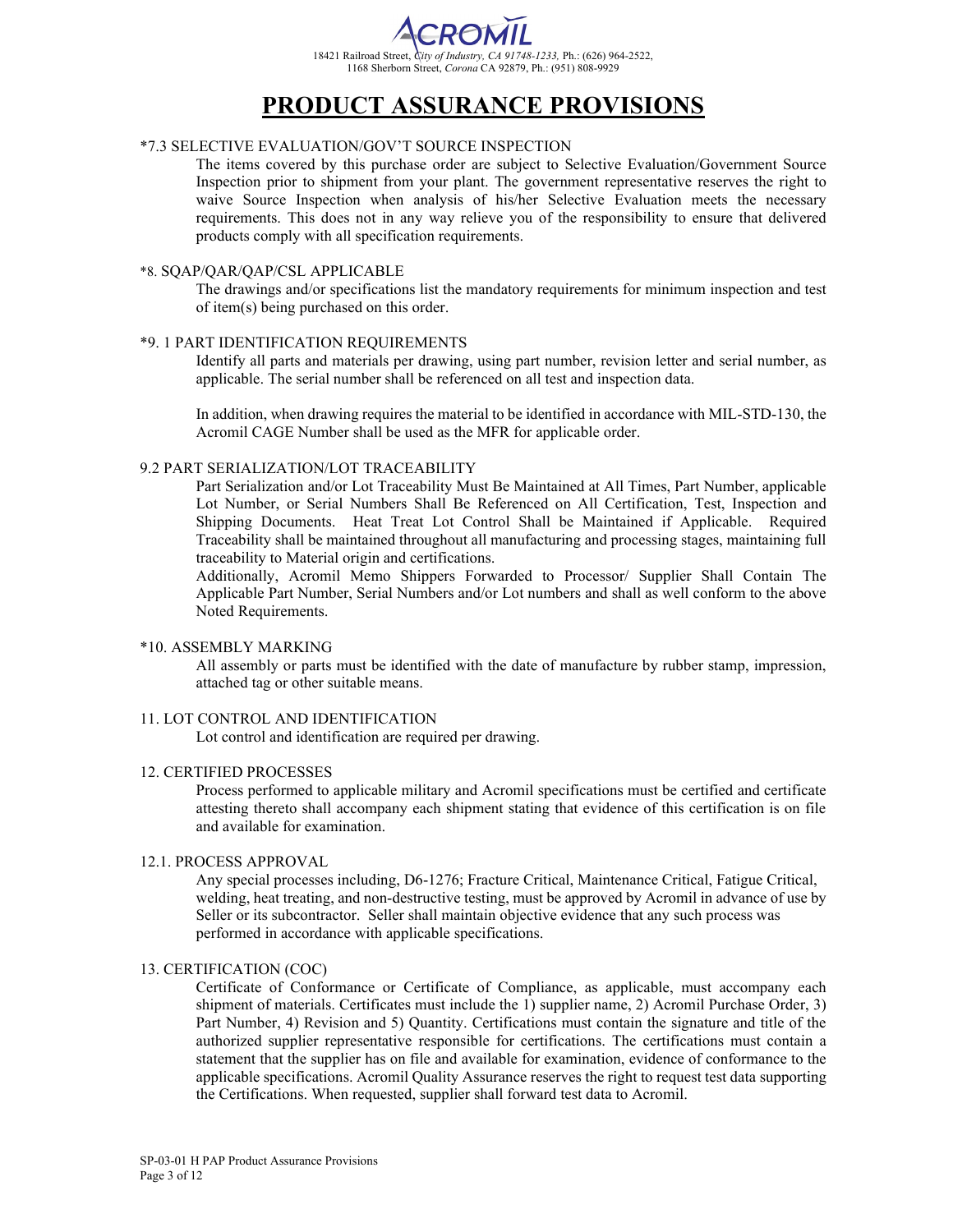ACROMIL

18421 Railroad Street, *City of Industry, CA 91748-1233,* Ph.: (626) 964-2522,
1168 Sherborn Street, *Corona* CA 92879, Ph.: (951) 808-9929

# PRODUCT ASSURANCE PROVISIONS

*7.3 SELECTIVE EVALUATION/GOV'T SOURCE INSPECTION

The items covered by this purchase order are subject to Selective Evaluation/Government Source Inspection prior to shipment from your plant. The government representative reserves the right to waive Source Inspection when analysis of his/her Selective Evaluation meets the necessary requirements. This does not in any way relieve you of the responsibility to ensure that delivered products comply with all specification requirements.

*8. SQAP/QAR/QAP/CSL APPLICABLE

The drawings and/or specifications list the mandatory requirements for minimum inspection and test of item(s) being purchased on this order.

*9. 1 PART IDENTIFICATION REQUIREMENTS

Identify all parts and materials per drawing, using part number, revision letter and serial number, as applicable. The serial number shall be referenced on all test and inspection data.

In addition, when drawing requires the material to be identified in accordance with MIL-STD-130, the Acromil CAGE Number shall be used as the MFR for applicable order.

9.2 PART SERIALIZATION/LOT TRACEABILITY

Part Serialization and/or Lot Traceability Must Be Maintained at All Times, Part Number, applicable Lot Number, or Serial Numbers Shall Be Referenced on All Certification, Test, Inspection and Shipping Documents. Heat Treat Lot Control Shall be Maintained if Applicable. Required Traceability shall be maintained throughout all manufacturing and processing stages, maintaining full traceability to Material origin and certifications.

Additionally, Acromil Memo Shippers Forwarded to Processor/ Supplier Shall Contain The Applicable Part Number, Serial Numbers and/or Lot numbers and shall as well conform to the above Noted Requirements.

*10. ASSEMBLY MARKING

All assembly or parts must be identified with the date of manufacture by rubber stamp, impression, attached tag or other suitable means.

11. LOT CONTROL AND IDENTIFICATION

Lot control and identification are required per drawing.

12. CERTIFIED PROCESSES

Process performed to applicable military and Acromil specifications must be certified and certificate attesting thereto shall accompany each shipment stating that evidence of this certification is on file and available for examination.

12.1. PROCESS APPROVAL

Any special processes including, D6-1276; Fracture Critical, Maintenance Critical, Fatigue Critical, welding, heat treating, and non-destructive testing, must be approved by Acromil in advance of use by Seller or its subcontractor. Seller shall maintain objective evidence that any such process was performed in accordance with applicable specifications.

13. CERTIFICATION (COC)

Certificate of Conformance or Certificate of Compliance, as applicable, must accompany each shipment of materials. Certificates must include the 1) supplier name, 2) Acromil Purchase Order, 3) Part Number, 4) Revision and 5) Quantity. Certifications must contain the signature and title of the authorized supplier representative responsible for certifications. The certifications must contain a statement that the supplier has on file and available for examination, evidence of conformance to the applicable specifications. Acromil Quality Assurance reserves the right to request test data supporting the Certifications. When requested, supplier shall forward test data to Acromil.

SP-03-01 H PAP Product Assurance Provisions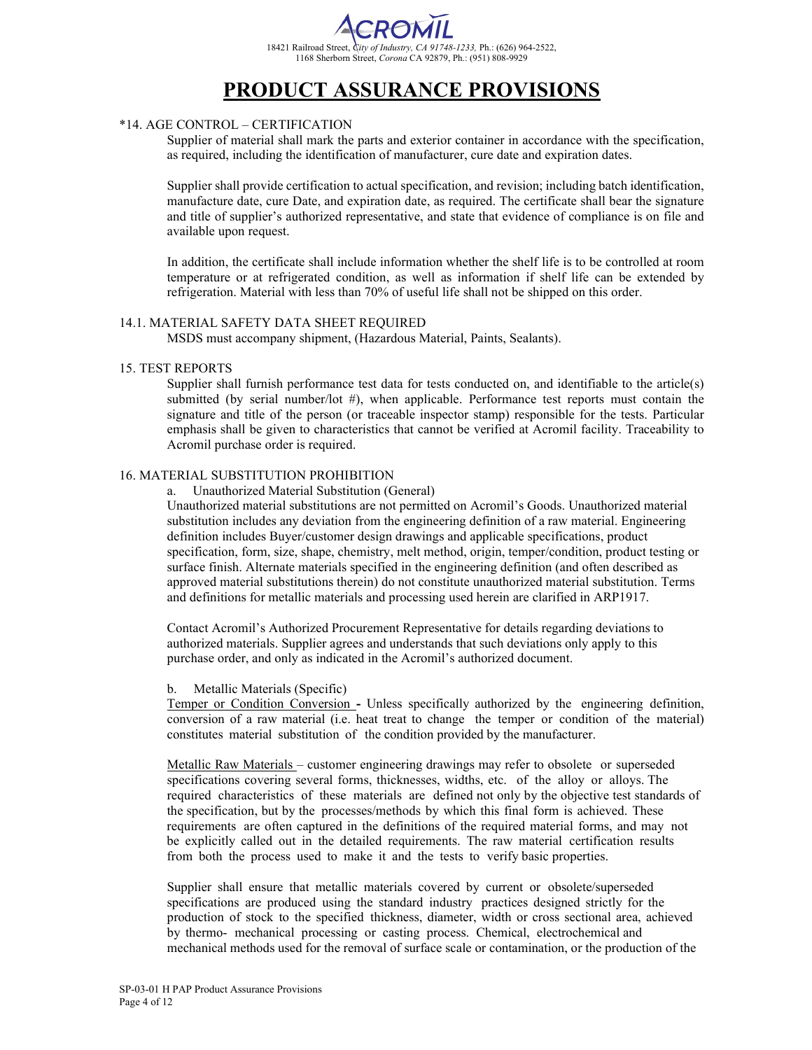# PRODUCT ASSURANCE PROVISIONS

*14. AGE CONTROL – CERTIFICATION

Supplier of material shall mark the parts and exterior container in accordance with the specification, as required, including the identification of manufacturer, cure date and expiration dates.

Supplier shall provide certification to actual specification, and revision; including batch identification, manufacture date, cure Date, and expiration date, as required. The certificate shall bear the signature and title of supplier's authorized representative, and state that evidence of compliance is on file and available upon request.

In addition, the certificate shall include information whether the shelf life is to be controlled at room temperature or at refrigerated condition, as well as information if shelf life can be extended by refrigeration. Material with less than 70% of useful life shall not be shipped on this order.

14.1. MATERIAL SAFETY DATA SHEET REQUIRED

MSDS must accompany shipment, (Hazardous Material, Paints, Sealants).

15. TEST REPORTS

Supplier shall furnish performance test data for tests conducted on, and identifiable to the article(s) submitted (by serial number/lot #), when applicable. Performance test reports must contain the signature and title of the person (or traceable inspector stamp) responsible for the tests. Particular emphasis shall be given to characteristics that cannot be verified at Acromil facility. Traceability to Acromil purchase order is required.

16. MATERIAL SUBSTITUTION PROHIBITION

a. Unauthorized Material Substitution (General)

Unauthorized material substitutions are not permitted on Acromil's Goods. Unauthorized material substitution includes any deviation from the engineering definition of a raw material. Engineering definition includes Buyer/customer design drawings and applicable specifications, product specification, form, size, shape, chemistry, melt method, origin, temper/condition, product testing or surface finish. Alternate materials specified in the engineering definition (and often described as approved material substitutions therein) do not constitute unauthorized material substitution. Terms and definitions for metallic materials and processing used herein are clarified in ARP1917.

Contact Acromil's Authorized Procurement Representative for details regarding deviations to authorized materials. Supplier agrees and understands that such deviations only apply to this purchase order, and only as indicated in the Acromil's authorized document.

b. Metallic Materials (Specific)

Temper or Condition Conversion - Unless specifically authorized by the engineering definition, conversion of a raw material (i.e. heat treat to change the temper or condition of the material) constitutes material substitution of the condition provided by the manufacturer.

Metallic Raw Materials – customer engineering drawings may refer to obsolete or superseded specifications covering several forms, thicknesses, widths, etc. of the alloy or alloys. The required characteristics of these materials are defined not only by the objective test standards of the specification, but by the processes/methods by which this final form is achieved. These requirements are often captured in the definitions of the required material forms, and may not be explicitly called out in the detailed requirements. The raw material certification results from both the process used to make it and the tests to verify basic properties.

Supplier shall ensure that metallic materials covered by current or obsolete/superseded specifications are produced using the standard industry practices designed strictly for the production of stock to the specified thickness, diameter, width or cross sectional area, achieved by thermo- mechanical processing or casting process. Chemical, electrochemical and mechanical methods used for the removal of surface scale or contamination, or the production of the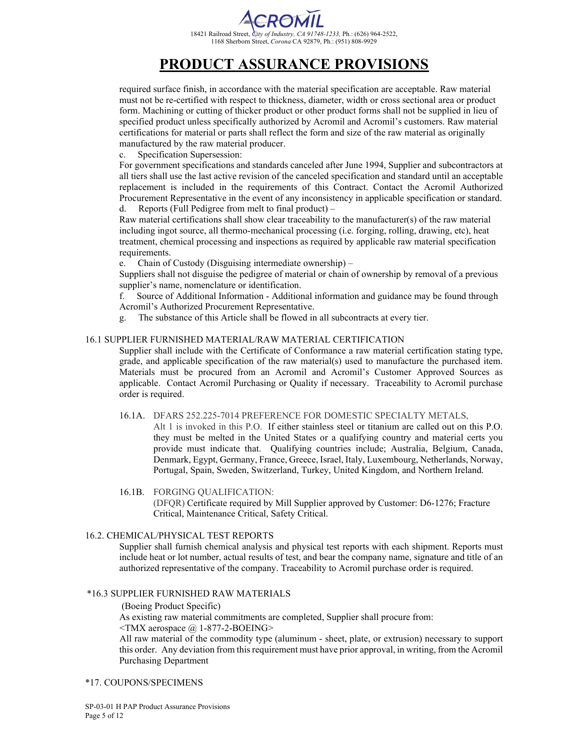# PRODUCT ASSURANCE PROVISIONS

required surface finish, in accordance with the material specification are acceptable. Raw material must not be re-certified with respect to thickness, diameter, width or cross sectional area or product form. Machining or cutting of thicker product or other product forms shall not be supplied in lieu of specified product unless specifically authorized by Acromil and Acromil's customers. Raw material certifications for material or parts shall reflect the form and size of the raw material as originally manufactured by the raw material producer.

c. Specification Supersession:
For government specifications and standards canceled after June 1994, Supplier and subcontractors at all tiers shall use the last active revision of the canceled specification and standard until an acceptable replacement is included in the requirements of this Contract. Contact the Acromil Authorized Procurement Representative in the event of any inconsistency in applicable specification or standard.

d. Reports (Full Pedigree from melt to final product) –
Raw material certifications shall show clear traceability to the manufacturer(s) of the raw material including ingot source, all thermo-mechanical processing (i.e. forging, rolling, drawing, etc), heat treatment, chemical processing and inspections as required by applicable raw material specification requirements.

e. Chain of Custody (Disguising intermediate ownership) –
Suppliers shall not disguise the pedigree of material or chain of ownership by removal of a previous supplier's name, nomenclature or identification.

f. Source of Additional Information - Additional information and guidance may be found through Acromil's Authorized Procurement Representative.

g. The substance of this Article shall be flowed in all subcontracts at every tier.

## 16.1 SUPPLIER FURNISHED MATERIAL/RAW MATERIAL CERTIFICATION

Supplier shall include with the Certificate of Conformance a raw material certification stating type, grade, and applicable specification of the raw material(s) used to manufacture the purchased item. Materials must be procured from an Acromil and Acromil's Customer Approved Sources as applicable. Contact Acromil Purchasing or Quality if necessary. Traceability to Acromil purchase order is required.

### 16.1A. DFARS 252.225-7014 PREFERENCE FOR DOMESTIC SPECIALTY METALS,

Alt 1 is invoked in this P.O. If either stainless steel or titanium are called out on this P.O. they must be melted in the United States or a qualifying country and material certs you provide must indicate that. Qualifying countries include; Australia, Belgium, Canada, Denmark, Egypt, Germany, France, Greece, Israel, Italy, Luxembourg, Netherlands, Norway, Portugal, Spain, Sweden, Switzerland, Turkey, United Kingdom, and Northern Ireland.

### 16.1B. FORGING QUALIFICATION:

(DFQR) Certificate required by Mill Supplier approved by Customer: D6-1276; Fracture Critical, Maintenance Critical, Safety Critical.

## 16.2. CHEMICAL/PHYSICAL TEST REPORTS

Supplier shall furnish chemical analysis and physical test reports with each shipment. Reports must include heat or lot number, actual results of test, and bear the company name, signature and title of an authorized representative of the company. Traceability to Acromil purchase order is required.

## *16.3 SUPPLIER FURNISHED RAW MATERIALS

(Boeing Product Specific)

As existing raw material commitments are completed, Supplier shall procure from:

<TMX aerospace @ 1-877-2-BOEING>

All raw material of the commodity type (aluminum - sheet, plate, or extrusion) necessary to support this order. Any deviation from this requirement must have prior approval, in writing, from the Acromil Purchasing Department

## *17. COUPONS/SPECIMENS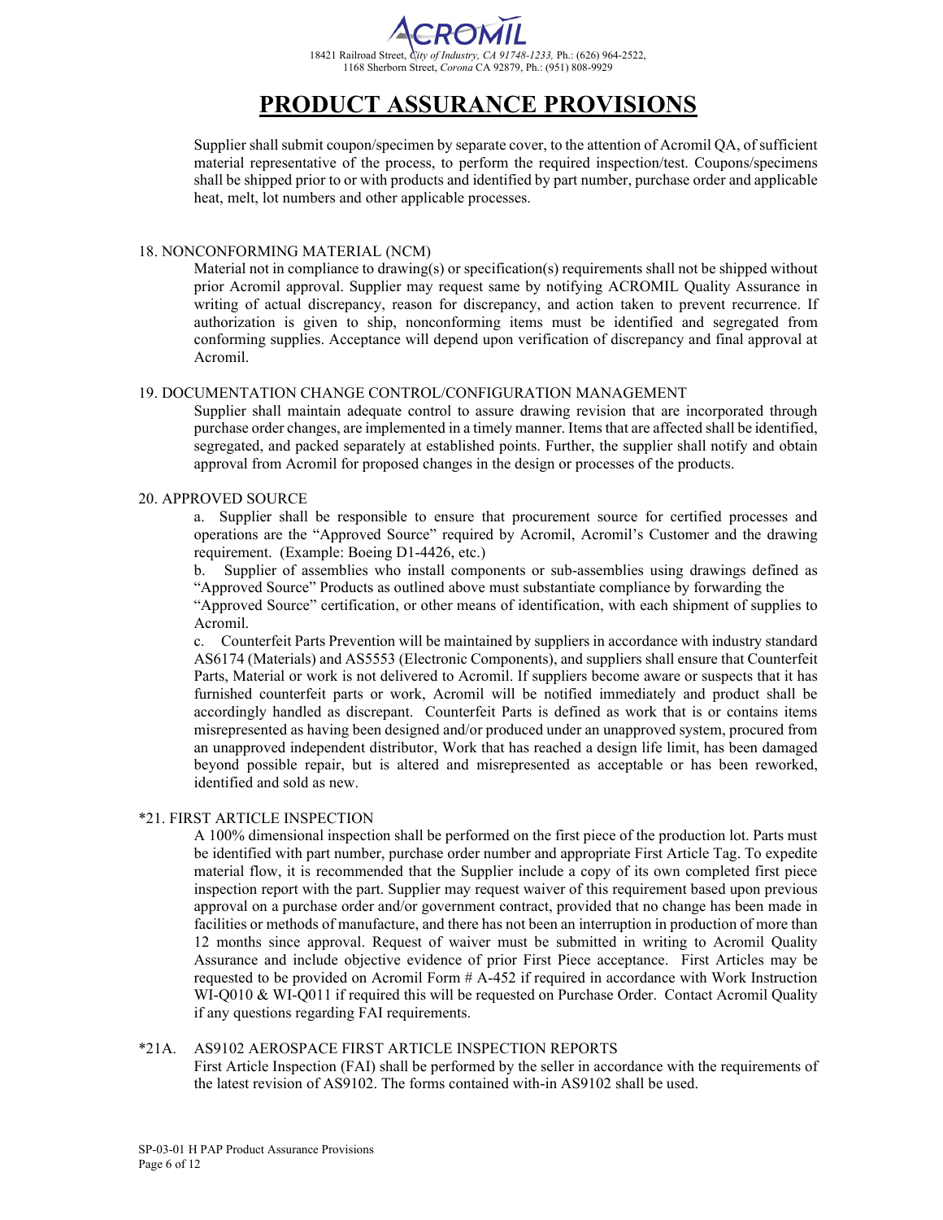Supplier shall submit coupon/specimen by separate cover, to the attention of Acromil QA, of sufficient material representative of the process, to perform the required inspection/test. Coupons/specimens shall be shipped prior to or with products and identified by part number, purchase order and applicable heat, melt, lot numbers and other applicable processes.

## 18. NONCONFORMING MATERIAL (NCM)

Material not in compliance to drawing(s) or specification(s) requirements shall not be shipped without prior Acromil approval. Supplier may request same by notifying ACROMIL Quality Assurance in writing of actual discrepancy, reason for discrepancy, and action taken to prevent recurrence. If authorization is given to ship, nonconforming items must be identified and segregated from conforming supplies. Acceptance will depend upon verification of discrepancy and final approval at Acromil.

## 19. DOCUMENTATION CHANGE CONTROL/CONFIGURATION MANAGEMENT

Supplier shall maintain adequate control to assure drawing revision that are incorporated through purchase order changes, are implemented in a timely manner. Items that are affected shall be identified, segregated, and packed separately at established points. Further, the supplier shall notify and obtain approval from Acromil for proposed changes in the design or processes of the products.

## 20. APPROVED SOURCE

a. Supplier shall be responsible to ensure that procurement source for certified processes and operations are the "Approved Source" required by Acromil, Acromil's Customer and the drawing requirement. (Example: Boeing D1-4426, etc.)

b. Supplier of assemblies who install components or sub-assemblies using drawings defined as "Approved Source" Products as outlined above must substantiate compliance by forwarding the "Approved Source" certification, or other means of identification, with each shipment of supplies to Acromil.

c. Counterfeit Parts Prevention will be maintained by suppliers in accordance with industry standard AS6174 (Materials) and AS5553 (Electronic Components), and suppliers shall ensure that Counterfeit Parts, Material or work is not delivered to Acromil. If suppliers become aware or suspects that it has furnished counterfeit parts or work, Acromil will be notified immediately and product shall be accordingly handled as discrepant. Counterfeit Parts is defined as work that is or contains items misrepresented as having been designed and/or produced under an unapproved system, procured from an unapproved independent distributor, Work that has reached a design life limit, has been damaged beyond possible repair, but is altered and misrepresented as acceptable or has been reworked, identified and sold as new.

## *21. FIRST ARTICLE INSPECTION

A 100% dimensional inspection shall be performed on the first piece of the production lot. Parts must be identified with part number, purchase order number and appropriate First Article Tag. To expedite material flow, it is recommended that the Supplier include a copy of its own completed first piece inspection report with the part. Supplier may request waiver of this requirement based upon previous approval on a purchase order and/or government contract, provided that no change has been made in facilities or methods of manufacture, and there has not been an interruption in production of more than 12 months since approval. Request of waiver must be submitted in writing to Acromil Quality Assurance and include objective evidence of prior First Piece acceptance. First Articles may be requested to be provided on Acromil Form # A-452 if required in accordance with Work Instruction WI-Q010 & WI-Q011 if required this will be requested on Purchase Order. Contact Acromil Quality if any questions regarding FAI requirements.

## *21A. AS9102 AEROSPACE FIRST ARTICLE INSPECTION REPORTS

First Article Inspection (FAI) shall be performed by the seller in accordance with the requirements of the latest revision of AS9102. The forms contained with-in AS9102 shall be used.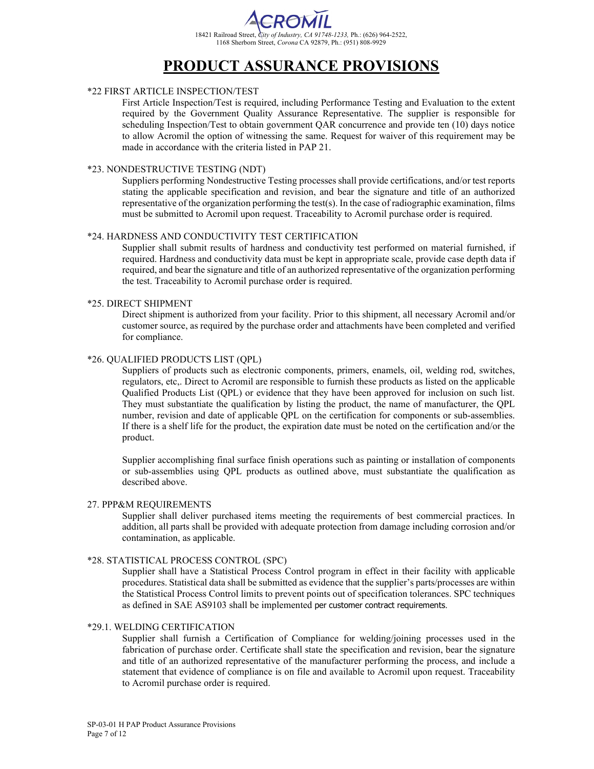# PRODUCT ASSURANCE PROVISIONS

*22 FIRST ARTICLE INSPECTION/TEST

First Article Inspection/Test is required, including Performance Testing and Evaluation to the extent required by the Government Quality Assurance Representative. The supplier is responsible for scheduling Inspection/Test to obtain government QAR concurrence and provide ten (10) days notice to allow Acromil the option of witnessing the same. Request for waiver of this requirement may be made in accordance with the criteria listed in PAP 21.

*23. NONDESTRUCTIVE TESTING (NDT)

Suppliers performing Nondestructive Testing processes shall provide certifications, and/or test reports stating the applicable specification and revision, and bear the signature and title of an authorized representative of the organization performing the test(s). In the case of radiographic examination, films must be submitted to Acromil upon request. Traceability to Acromil purchase order is required.

*24. HARDNESS AND CONDUCTIVITY TEST CERTIFICATION

Supplier shall submit results of hardness and conductivity test performed on material furnished, if required. Hardness and conductivity data must be kept in appropriate scale, provide case depth data if required, and bear the signature and title of an authorized representative of the organization performing the test. Traceability to Acromil purchase order is required.

*25. DIRECT SHIPMENT

Direct shipment is authorized from your facility. Prior to this shipment, all necessary Acromil and/or customer source, as required by the purchase order and attachments have been completed and verified for compliance.

*26. QUALIFIED PRODUCTS LIST (QPL)

Suppliers of products such as electronic components, primers, enamels, oil, welding rod, switches, regulators, etc,. Direct to Acromil are responsible to furnish these products as listed on the applicable Qualified Products List (QPL) or evidence that they have been approved for inclusion on such list. They must substantiate the qualification by listing the product, the name of manufacturer, the QPL number, revision and date of applicable QPL on the certification for components or sub-assemblies. If there is a shelf life for the product, the expiration date must be noted on the certification and/or the product.

Supplier accomplishing final surface finish operations such as painting or installation of components or sub-assemblies using QPL products as outlined above, must substantiate the qualification as described above.

27. PPP&M REQUIREMENTS

Supplier shall deliver purchased items meeting the requirements of best commercial practices. In addition, all parts shall be provided with adequate protection from damage including corrosion and/or contamination, as applicable.

*28. STATISTICAL PROCESS CONTROL (SPC)

Supplier shall have a Statistical Process Control program in effect in their facility with applicable procedures. Statistical data shall be submitted as evidence that the supplier's parts/processes are within the Statistical Process Control limits to prevent points out of specification tolerances. SPC techniques as defined in SAE AS9103 shall be implemented per customer contract requirements.

*29.1. WELDING CERTIFICATION

Supplier shall furnish a Certification of Compliance for welding/joining processes used in the fabrication of purchase order. Certificate shall state the specification and revision, bear the signature and title of an authorized representative of the manufacturer performing the process, and include a statement that evidence of compliance is on file and available to Acromil upon request. Traceability to Acromil purchase order is required.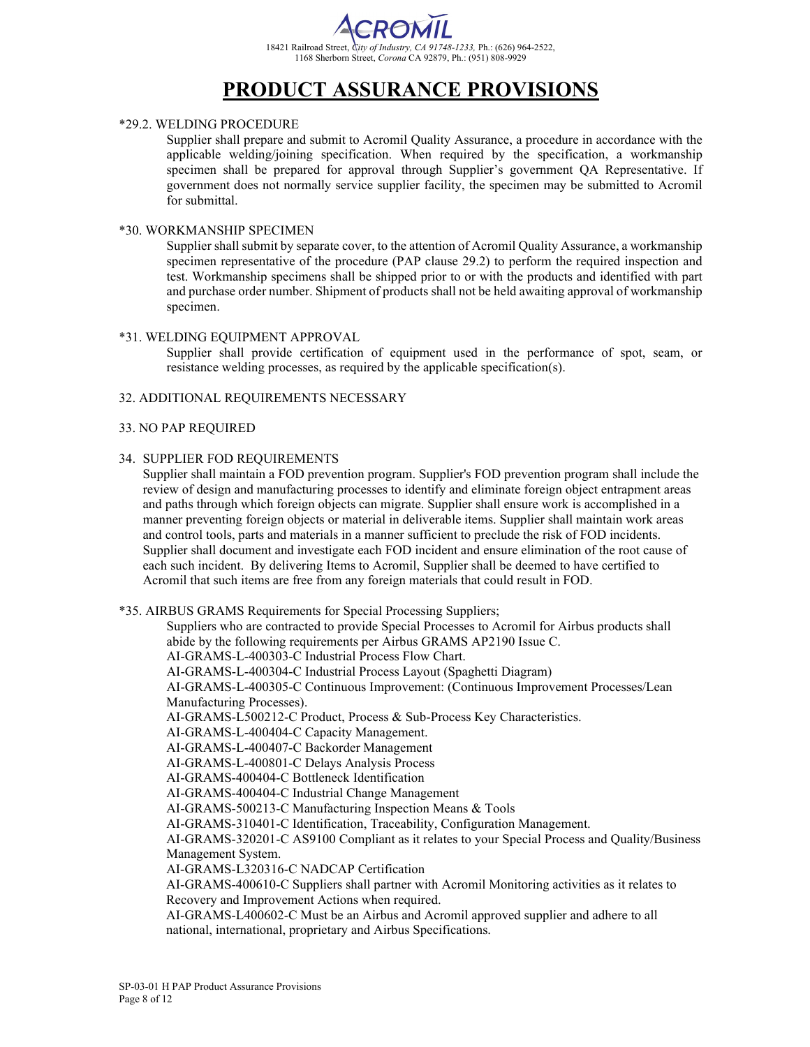# PRODUCT ASSURANCE PROVISIONS

*29.2. WELDING PROCEDURE

Supplier shall prepare and submit to Acromil Quality Assurance, a procedure in accordance with the applicable welding/joining specification. When required by the specification, a workmanship specimen shall be prepared for approval through Supplier's government QA Representative. If government does not normally service supplier facility, the specimen may be submitted to Acromil for submittal.

*30. WORKMANSHIP SPECIMEN

Supplier shall submit by separate cover, to the attention of Acromil Quality Assurance, a workmanship specimen representative of the procedure (PAP clause 29.2) to perform the required inspection and test. Workmanship specimens shall be shipped prior to or with the products and identified with part and purchase order number. Shipment of products shall not be held awaiting approval of workmanship specimen.

*31. WELDING EQUIPMENT APPROVAL

Supplier shall provide certification of equipment used in the performance of spot, seam, or resistance welding processes, as required by the applicable specification(s).

32. ADDITIONAL REQUIREMENTS NECESSARY

33. NO PAP REQUIRED

34. SUPPLIER FOD REQUIREMENTS

Supplier shall maintain a FOD prevention program. Supplier's FOD prevention program shall include the review of design and manufacturing processes to identify and eliminate foreign object entrapment areas and paths through which foreign objects can migrate. Supplier shall ensure work is accomplished in a manner preventing foreign objects or material in deliverable items. Supplier shall maintain work areas and control tools, parts and materials in a manner sufficient to preclude the risk of FOD incidents. Supplier shall document and investigate each FOD incident and ensure elimination of the root cause of each such incident. By delivering Items to Acromil, Supplier shall be deemed to have certified to Acromil that such items are free from any foreign materials that could result in FOD.

*35. AIRBUS GRAMS Requirements for Special Processing Suppliers;

Suppliers who are contracted to provide Special Processes to Acromil for Airbus products shall abide by the following requirements per Airbus GRAMS AP2190 Issue C.

AI-GRAMS-L-400303-C Industrial Process Flow Chart.

AI-GRAMS-L-400304-C Industrial Process Layout (Spaghetti Diagram)

AI-GRAMS-L-400305-C Continuous Improvement: (Continuous Improvement Processes/Lean Manufacturing Processes).

AI-GRAMS-L500212-C Product, Process & Sub-Process Key Characteristics.

AI-GRAMS-L-400404-C Capacity Management.

AI-GRAMS-L-400407-C Backorder Management

AI-GRAMS-L-400801-C Delays Analysis Process

AI-GRAMS-400404-C Bottleneck Identification

AI-GRAMS-400404-C Industrial Change Management

AI-GRAMS-500213-C Manufacturing Inspection Means & Tools

AI-GRAMS-310401-C Identification, Traceability, Configuration Management.

AI-GRAMS-320201-C AS9100 Compliant as it relates to your Special Process and Quality/Business Management System.

AI-GRAMS-L320316-C NADCAP Certification

AI-GRAMS-400610-C Suppliers shall partner with Acromil Monitoring activities as it relates to Recovery and Improvement Actions when required.

AI-GRAMS-L400602-C Must be an Airbus and Acromil approved supplier and adhere to all national, international, proprietary and Airbus Specifications.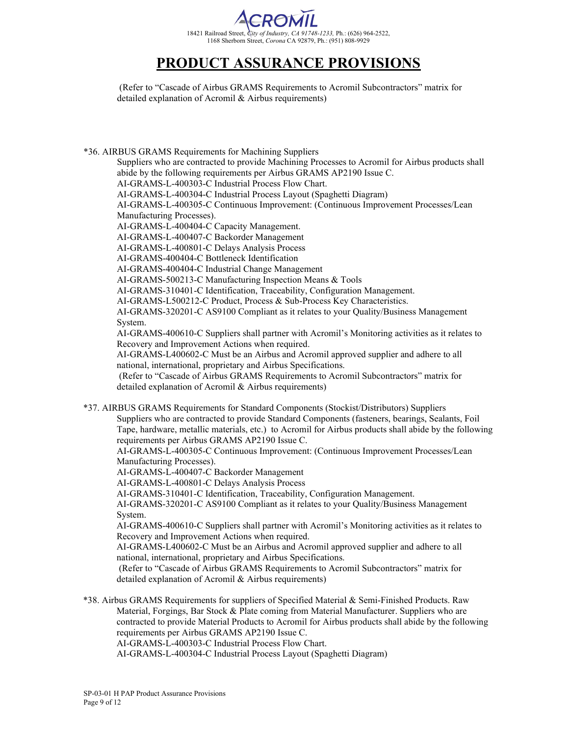# PRODUCT ASSURANCE PROVISIONS

(Refer to "Cascade of Airbus GRAMS Requirements to Acromil Subcontractors" matrix for detailed explanation of Acromil & Airbus requirements)

*36. AIRBUS GRAMS Requirements for Machining Suppliers

Suppliers who are contracted to provide Machining Processes to Acromil for Airbus products shall abide by the following requirements per Airbus GRAMS AP2190 Issue C.
AI-GRAMS-L-400303-C Industrial Process Flow Chart.
AI-GRAMS-L-400304-C Industrial Process Layout (Spaghetti Diagram)
AI-GRAMS-L-400305-C Continuous Improvement: (Continuous Improvement Processes/Lean Manufacturing Processes).
AI-GRAMS-L-400404-C Capacity Management.
AI-GRAMS-L-400407-C Backorder Management
AI-GRAMS-L-400801-C Delays Analysis Process
AI-GRAMS-400404-C Bottleneck Identification
AI-GRAMS-400404-C Industrial Change Management
AI-GRAMS-500213-C Manufacturing Inspection Means & Tools
AI-GRAMS-310401-C Identification, Traceability, Configuration Management.
AI-GRAMS-L500212-C Product, Process & Sub-Process Key Characteristics.
AI-GRAMS-320201-C AS9100 Compliant as it relates to your Quality/Business Management System.
AI-GRAMS-400610-C Suppliers shall partner with Acromil's Monitoring activities as it relates to Recovery and Improvement Actions when required.
AI-GRAMS-L400602-C Must be an Airbus and Acromil approved supplier and adhere to all national, international, proprietary and Airbus Specifications.
(Refer to "Cascade of Airbus GRAMS Requirements to Acromil Subcontractors" matrix for detailed explanation of Acromil & Airbus requirements)

*37. AIRBUS GRAMS Requirements for Standard Components (Stockist/Distributors) Suppliers

Suppliers who are contracted to provide Standard Components (fasteners, bearings, Sealants, Foil Tape, hardware, metallic materials, etc.) to Acromil for Airbus products shall abide by the following requirements per Airbus GRAMS AP2190 Issue C.
AI-GRAMS-L-400305-C Continuous Improvement: (Continuous Improvement Processes/Lean Manufacturing Processes).
AI-GRAMS-L-400407-C Backorder Management
AI-GRAMS-L-400801-C Delays Analysis Process
AI-GRAMS-310401-C Identification, Traceability, Configuration Management.
AI-GRAMS-320201-C AS9100 Compliant as it relates to your Quality/Business Management System.
AI-GRAMS-400610-C Suppliers shall partner with Acromil's Monitoring activities as it relates to Recovery and Improvement Actions when required.
AI-GRAMS-L400602-C Must be an Airbus and Acromil approved supplier and adhere to all national, international, proprietary and Airbus Specifications.
(Refer to "Cascade of Airbus GRAMS Requirements to Acromil Subcontractors" matrix for detailed explanation of Acromil & Airbus requirements)

*38. Airbus GRAMS Requirements for suppliers of Specified Material & Semi-Finished Products. Raw Material, Forgings, Bar Stock & Plate coming from Material Manufacturer. Suppliers who are contracted to provide Material Products to Acromil for Airbus products shall abide by the following requirements per Airbus GRAMS AP2190 Issue C.
AI-GRAMS-L-400303-C Industrial Process Flow Chart.
AI-GRAMS-L-400304-C Industrial Process Layout (Spaghetti Diagram)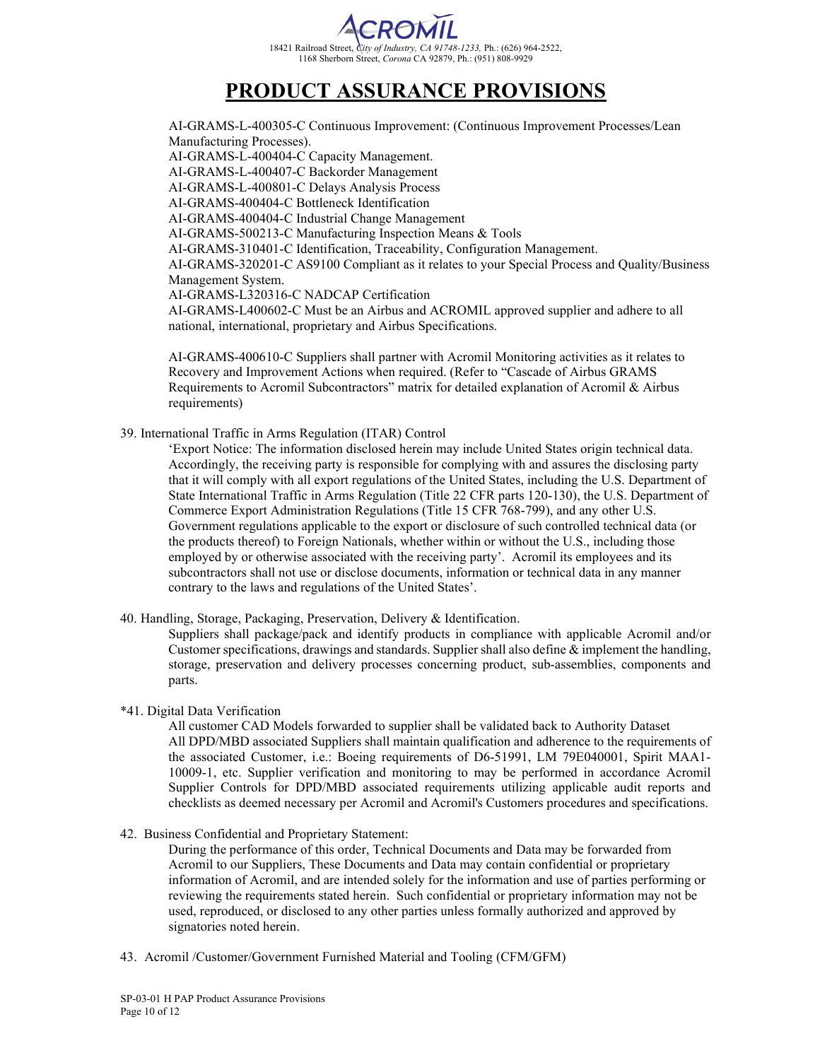# PRODUCT ASSURANCE PROVISIONS

AI-GRAMS-L-400305-C Continuous Improvement: (Continuous Improvement Processes/Lean Manufacturing Processes).
AI-GRAMS-L-400404-C Capacity Management.
AI-GRAMS-L-400407-C Backorder Management
AI-GRAMS-L-400801-C Delays Analysis Process
AI-GRAMS-400404-C Bottleneck Identification
AI-GRAMS-400404-C Industrial Change Management
AI-GRAMS-500213-C Manufacturing Inspection Means & Tools
AI-GRAMS-310401-C Identification, Traceability, Configuration Management.
AI-GRAMS-320201-C AS9100 Compliant as it relates to your Special Process and Quality/Business Management System.
AI-GRAMS-L320316-C NADCAP Certification
AI-GRAMS-L400602-C Must be an Airbus and ACROMIL approved supplier and adhere to all national, international, proprietary and Airbus Specifications.

AI-GRAMS-400610-C Suppliers shall partner with Acromil Monitoring activities as it relates to Recovery and Improvement Actions when required. (Refer to "Cascade of Airbus GRAMS Requirements to Acromil Subcontractors" matrix for detailed explanation of Acromil & Airbus requirements)

39. International Traffic in Arms Regulation (ITAR) Control

'Export Notice: The information disclosed herein may include United States origin technical data. Accordingly, the receiving party is responsible for complying with and assures the disclosing party that it will comply with all export regulations of the United States, including the U.S. Department of State International Traffic in Arms Regulation (Title 22 CFR parts 120-130), the U.S. Department of Commerce Export Administration Regulations (Title 15 CFR 768-799), and any other U.S. Government regulations applicable to the export or disclosure of such controlled technical data (or the products thereof) to Foreign Nationals, whether within or without the U.S., including those employed by or otherwise associated with the receiving party'. Acromil its employees and its subcontractors shall not use or disclose documents, information or technical data in any manner contrary to the laws and regulations of the United States'.

40. Handling, Storage, Packaging, Preservation, Delivery & Identification.

Suppliers shall package/pack and identify products in compliance with applicable Acromil and/or Customer specifications, drawings and standards. Supplier shall also define & implement the handling, storage, preservation and delivery processes concerning product, sub-assemblies, components and parts.

*41. Digital Data Verification

All customer CAD Models forwarded to supplier shall be validated back to Authority Dataset
All DPD/MBD associated Suppliers shall maintain qualification and adherence to the requirements of the associated Customer, i.e.: Boeing requirements of D6-51991, LM 79E040001, Spirit MAA1-10009-1, etc. Supplier verification and monitoring to may be performed in accordance Acromil Supplier Controls for DPD/MBD associated requirements utilizing applicable audit reports and checklists as deemed necessary per Acromil and Acromil's Customers procedures and specifications.

42. Business Confidential and Proprietary Statement:

During the performance of this order, Technical Documents and Data may be forwarded from Acromil to our Suppliers, These Documents and Data may contain confidential or proprietary information of Acromil, and are intended solely for the information and use of parties performing or reviewing the requirements stated herein. Such confidential or proprietary information may not be used, reproduced, or disclosed to any other parties unless formally authorized and approved by signatories noted herein.

43. Acromil /Customer/Government Furnished Material and Tooling (CFM/GFM)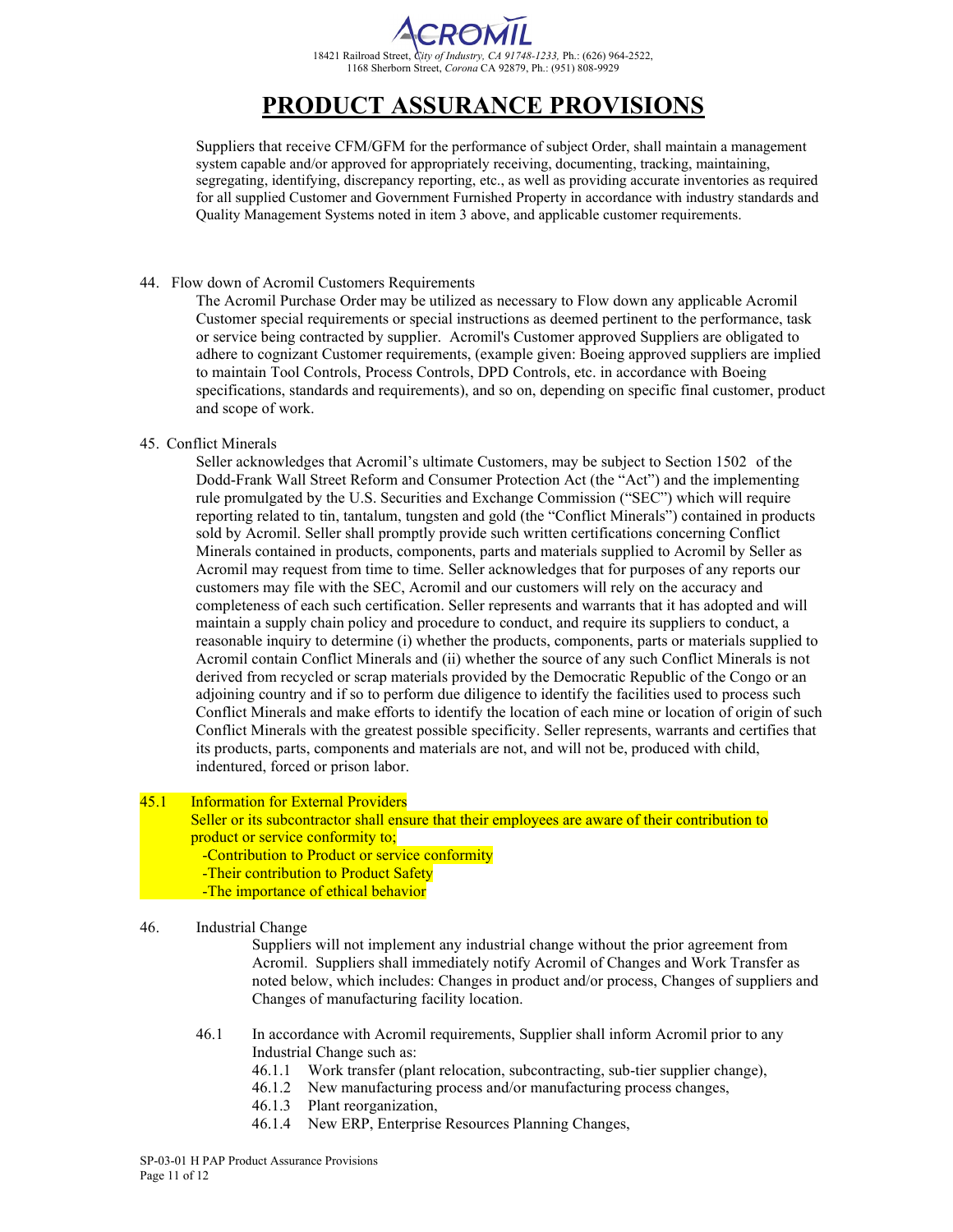# PRODUCT ASSURANCE PROVISIONS

Suppliers that receive CFM/GFM for the performance of subject Order, shall maintain a management system capable and/or approved for appropriately receiving, documenting, tracking, maintaining, segregating, identifying, discrepancy reporting, etc., as well as providing accurate inventories as required for all supplied Customer and Government Furnished Property in accordance with industry standards and Quality Management Systems noted in item 3 above, and applicable customer requirements.

44. Flow down of Acromil Customers Requirements

The Acromil Purchase Order may be utilized as necessary to Flow down any applicable Acromil Customer special requirements or special instructions as deemed pertinent to the performance, task or service being contracted by supplier. Acromil's Customer approved Suppliers are obligated to adhere to cognizant Customer requirements, (example given: Boeing approved suppliers are implied to maintain Tool Controls, Process Controls, DPD Controls, etc. in accordance with Boeing specifications, standards and requirements), and so on, depending on specific final customer, product and scope of work.

45. Conflict Minerals

Seller acknowledges that Acromil's ultimate Customers, may be subject to Section 1502 of the Dodd-Frank Wall Street Reform and Consumer Protection Act (the "Act") and the implementing rule promulgated by the U.S. Securities and Exchange Commission ("SEC") which will require reporting related to tin, tantalum, tungsten and gold (the "Conflict Minerals") contained in products sold by Acromil. Seller shall promptly provide such written certifications concerning Conflict Minerals contained in products, components, parts and materials supplied to Acromil by Seller as Acromil may request from time to time. Seller acknowledges that for purposes of any reports our customers may file with the SEC, Acromil and our customers will rely on the accuracy and completeness of each such certification. Seller represents and warrants that it has adopted and will maintain a supply chain policy and procedure to conduct, and require its suppliers to conduct, a reasonable inquiry to determine (i) whether the products, components, parts or materials supplied to Acromil contain Conflict Minerals and (ii) whether the source of any such Conflict Minerals is not derived from recycled or scrap materials provided by the Democratic Republic of the Congo or an adjoining country and if so to perform due diligence to identify the facilities used to process such Conflict Minerals and make efforts to identify the location of each mine or location of origin of such Conflict Minerals with the greatest possible specificity. Seller represents, warrants and certifies that its products, parts, components and materials are not, and will not be, produced with child, indentured, forced or prison labor.

45.1 Information for External Providers

Seller or its subcontractor shall ensure that their employees are aware of their contribution to product or service conformity to;

- -Contribution to Product or service conformity
- -Their contribution to Product Safety
- -The importance of ethical behavior

46. Industrial Change

Suppliers will not implement any industrial change without the prior agreement from Acromil. Suppliers shall immediately notify Acromil of Changes and Work Transfer as noted below, which includes: Changes in product and/or process, Changes of suppliers and Changes of manufacturing facility location.

46.1 In accordance with Acromil requirements, Supplier shall inform Acromil prior to any Industrial Change such as:

- 46.1.1 Work transfer (plant relocation, subcontracting, sub-tier supplier change),
- 46.1.2 New manufacturing process and/or manufacturing process changes,
- 46.1.3 Plant reorganization,
- 46.1.4 New ERP, Enterprise Resources Planning Changes,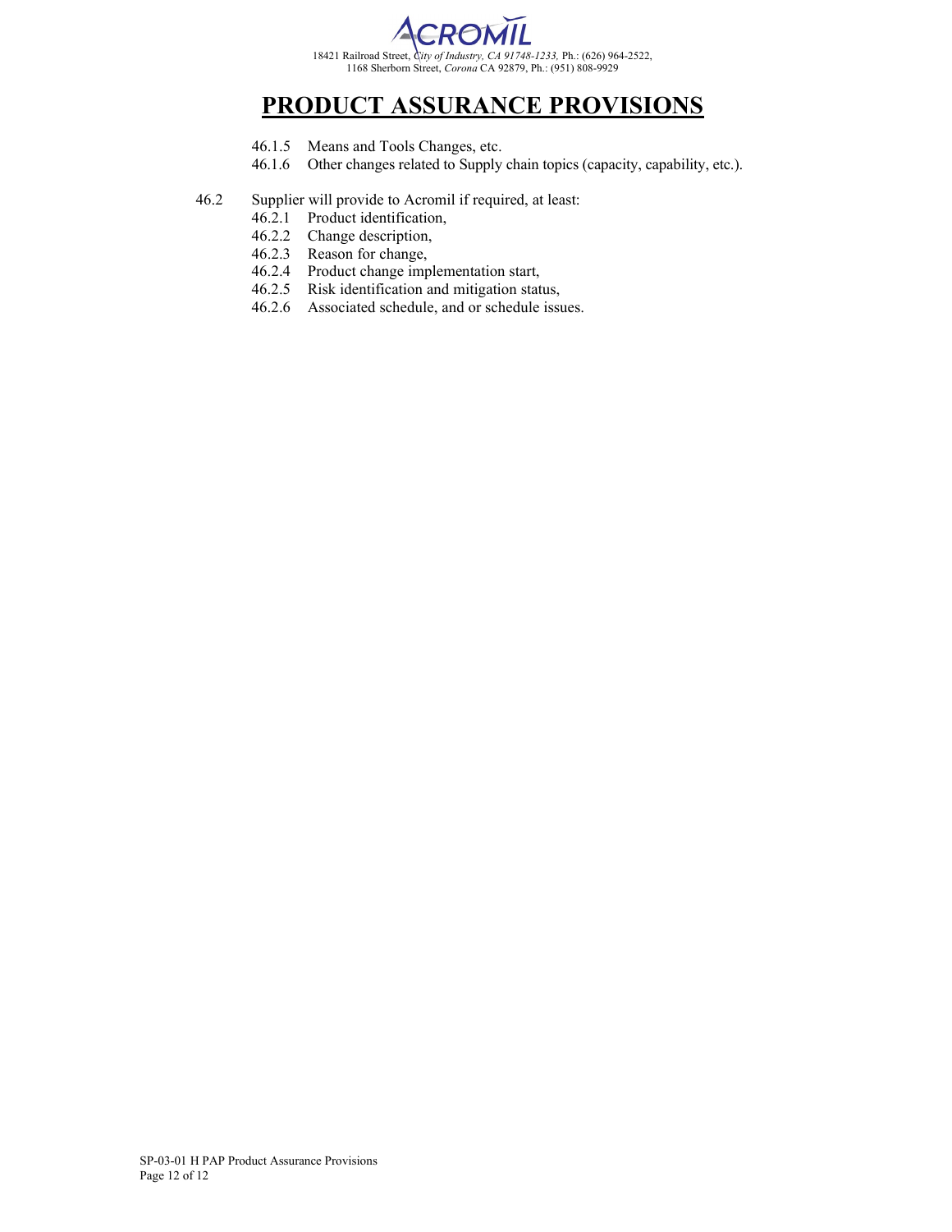# PRODUCT ASSURANCE PROVISIONS

46.1.5 Means and Tools Changes, etc.

46.1.6 Other changes related to Supply chain topics (capacity, capability, etc.).

46.2 Supplier will provide to Acromil if required, at least:

46.2.1 Product identification,

46.2.2 Change description,

46.2.3 Reason for change,

46.2.4 Product change implementation start,

46.2.5 Risk identification and mitigation status,

46.2.6 Associated schedule, and or schedule issues.